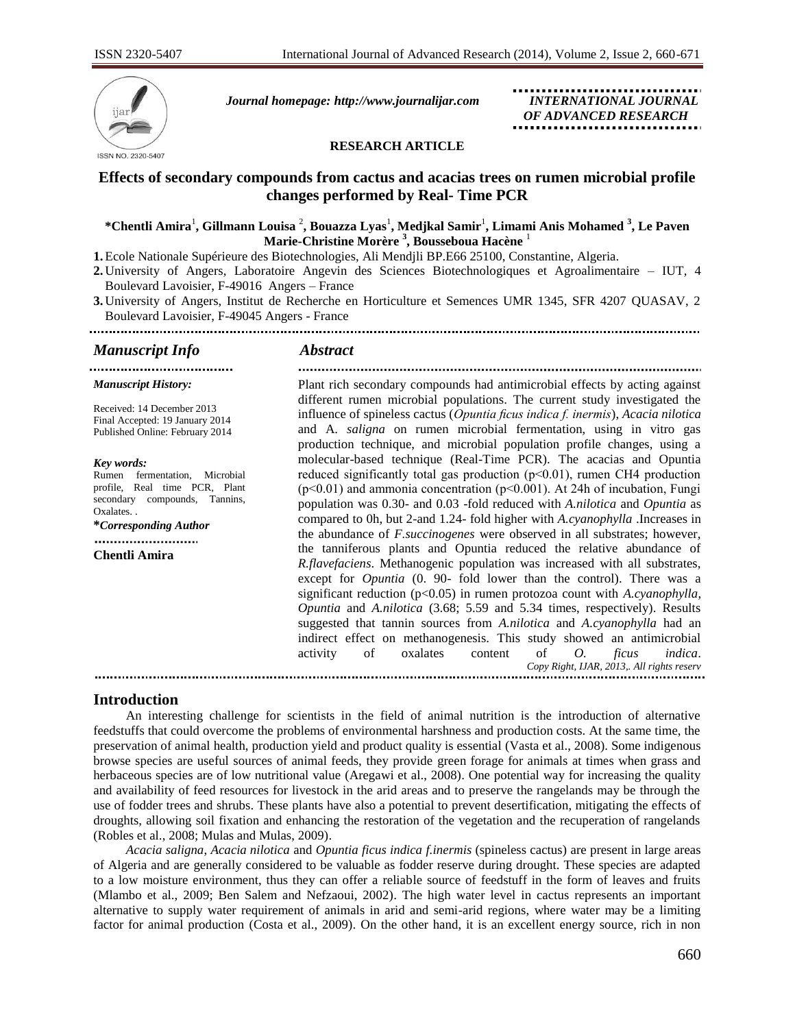Journal homepage: http://www.journalijar.com

INTERNATIONAL JOURNAL OF ADVANCED RESEARCH

**RESEARCH ARTICLE**

# Effects of secondary compounds from cactus and acacias trees on rumen microbial profile changes performed by Real- Time PCR

**\*Chentli Amira**[1]**, Gillmann Louisa**[2]**, Bouazza Lyas**[1]**, Medjkal Samir**[1]**, Limami Anis Mohamed**[3]**, Le Paven Marie-Christine Morère**[3]**, Bousseboua Hacène**[1]

1. Ecole Nationale Supérieure des Biotechnologies, Ali Mendjli BP.E66 25100, Constantine, Algeria.
2. University of Angers, Laboratoire Angevin des Sciences Biotechnologiques et Agroalimentaire – IUT, 4 Boulevard Lavoisier, F-49016 Angers – France
3. University of Angers, Institut de Recherche en Horticulture et Semences UMR 1345, SFR 4207 QUASAV, 2 Boulevard Lavoisier, F-49045 Angers - France

## Manuscript Info

*Manuscript History:*

Received: 14 December 2013
Final Accepted: 19 January 2014
Published Online: February 2014

*Key words:*
Rumen fermentation, Microbial profile, Real time PCR, Plant secondary compounds, Tannins, Oxalates. .

***Corresponding Author***

**Chentli Amira**

## Abstract

Plant rich secondary compounds had antimicrobial effects by acting against different rumen microbial populations. The current study investigated the influence of spineless cactus (*Opuntia ficus indica f. inermis*), *Acacia nilotica* and A. *saligna* on rumen microbial fermentation, using in vitro gas production technique, and microbial population profile changes, using a molecular-based technique (Real-Time PCR). The acacias and Opuntia reduced significantly total gas production ($p<0.01$), rumen $CH_4$ production ($p<0.01$) and ammonia concentration ($p<0.001$). At 24h of incubation, Fungi population was 0.30- and 0.03 -fold reduced with *A.nilotica* and *Opuntia* as compared to 0h, but 2-and 1.24- fold higher with *A.cyanophylla* .Increases in the abundance of *F.succinogenes* were observed in all substrates; however, the tanniferous plants and Opuntia reduced the relative abundance of *R.flavefaciens*. Methanogenic population was increased with all substrates, except for *Opuntia* (0. 90- fold lower than the control). There was a significant reduction ($p<0.05$) in rumen protozoa count with *A.cyanophylla*, *Opuntia* and *A.nilotica* (3.68; 5.59 and 5.34 times, respectively). Results suggested that tannin sources from *A.nilotica* and *A.cyanophylla* had an indirect effect on methanogenesis. This study showed an antimicrobial activity of oxalates content of *O. ficus indica*.

*Copy Right, IJAR, 2013,. All rights reserv*

## Introduction

An interesting challenge for scientists in the field of animal nutrition is the introduction of alternative feedstuffs that could overcome the problems of environmental harshness and production costs. At the same time, the preservation of animal health, production yield and product quality is essential (Vasta et al., 2008). Some indigenous browse species are useful sources of animal feeds, they provide green forage for animals at times when grass and herbaceous species are of low nutritional value (Aregawi et al., 2008). One potential way for increasing the quality and availability of feed resources for livestock in the arid areas and to preserve the rangelands may be through the use of fodder trees and shrubs. These plants have also a potential to prevent desertification, mitigating the effects of droughts, allowing soil fixation and enhancing the restoration of the vegetation and the recuperation of rangelands (Robles et al., 2008; Mulas and Mulas, 2009).

*Acacia saligna*, *Acacia nilotica* and *Opuntia ficus indica f.inermis* (spineless cactus) are present in large areas of Algeria and are generally considered to be valuable as fodder reserve during drought. These species are adapted to a low moisture environment, thus they can offer a reliable source of feedstuff in the form of leaves and fruits (Mlambo et al., 2009; Ben Salem and Nefzaoui, 2002). The high water level in cactus represents an important alternative to supply water requirement of animals in arid and semi-arid regions, where water may be a limiting factor for animal production (Costa et al., 2009). On the other hand, it is an excellent energy source, rich in non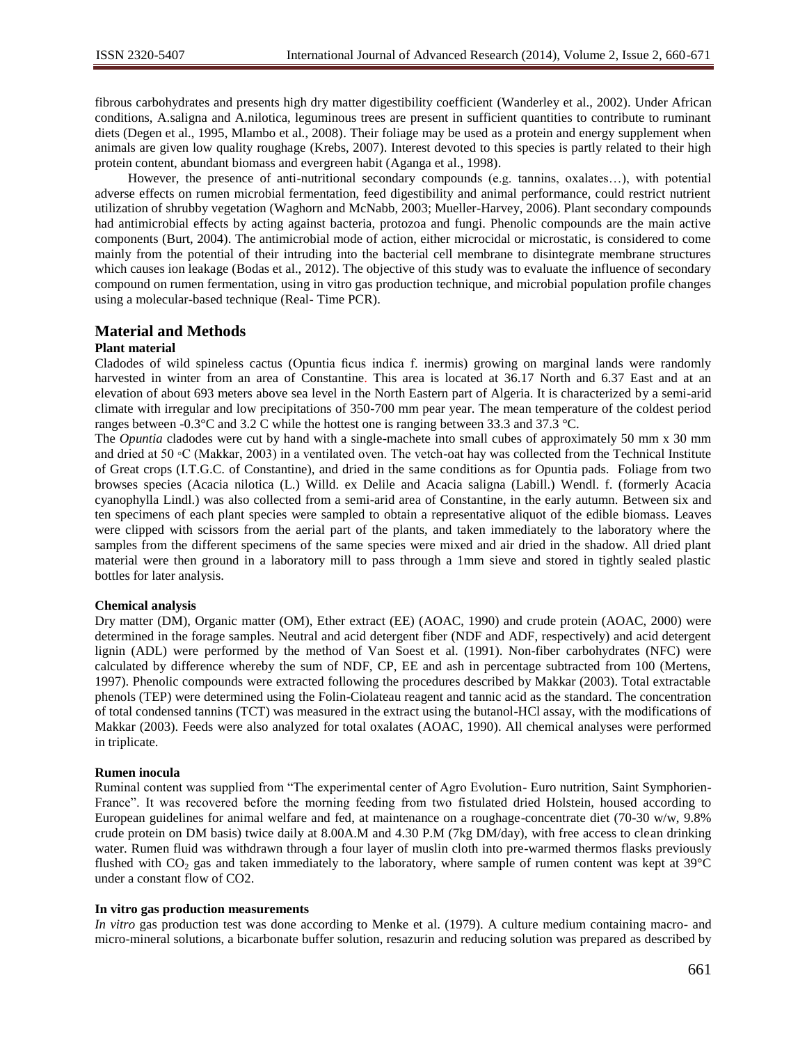fibrous carbohydrates and presents high dry matter digestibility coefficient (Wanderley et al., 2002). Under African conditions, A.saligna and A.nilotica, leguminous trees are present in sufficient quantities to contribute to ruminant diets (Degen et al., 1995, Mlambo et al., 2008). Their foliage may be used as a protein and energy supplement when animals are given low quality roughage (Krebs, 2007). Interest devoted to this species is partly related to their high protein content, abundant biomass and evergreen habit (Aganga et al., 1998).

However, the presence of anti-nutritional secondary compounds (e.g. tannins, oxalates…), with potential adverse effects on rumen microbial fermentation, feed digestibility and animal performance, could restrict nutrient utilization of shrubby vegetation (Waghorn and McNabb, 2003; Mueller-Harvey, 2006). Plant secondary compounds had antimicrobial effects by acting against bacteria, protozoa and fungi. Phenolic compounds are the main active components (Burt, 2004). The antimicrobial mode of action, either microcidal or microstatic, is considered to come mainly from the potential of their intruding into the bacterial cell membrane to disintegrate membrane structures which causes ion leakage (Bodas et al., 2012). The objective of this study was to evaluate the influence of secondary compound on rumen fermentation, using in vitro gas production technique, and microbial population profile changes using a molecular-based technique (Real- Time PCR).

## Material and Methods

### Plant material

Cladodes of wild spineless cactus (Opuntia ficus indica f. inermis) growing on marginal lands were randomly harvested in winter from an area of Constantine. This area is located at 36.17 North and 6.37 East and at an elevation of about 693 meters above sea level in the North Eastern part of Algeria. It is characterized by a semi-arid climate with irregular and low precipitations of 350-700 mm pear year. The mean temperature of the coldest period ranges between -0.3°C and 3.2 C while the hottest one is ranging between 33.3 and 37.3 °C.

The *Opuntia* cladodes were cut by hand with a single-machete into small cubes of approximately 50 mm x 30 mm and dried at 50 ◦C (Makkar, 2003) in a ventilated oven. The vetch-oat hay was collected from the Technical Institute of Great crops (I.T.G.C. of Constantine), and dried in the same conditions as for Opuntia pads. Foliage from two browses species (Acacia nilotica (L.) Willd. ex Delile and Acacia saligna (Labill.) Wendl. f. (formerly Acacia cyanophylla Lindl.) was also collected from a semi-arid area of Constantine, in the early autumn. Between six and ten specimens of each plant species were sampled to obtain a representative aliquot of the edible biomass. Leaves were clipped with scissors from the aerial part of the plants, and taken immediately to the laboratory where the samples from the different specimens of the same species were mixed and air dried in the shadow. All dried plant material were then ground in a laboratory mill to pass through a 1mm sieve and stored in tightly sealed plastic bottles for later analysis.

### Chemical analysis

Dry matter (DM), Organic matter (OM), Ether extract (EE) (AOAC, 1990) and crude protein (AOAC, 2000) were determined in the forage samples. Neutral and acid detergent fiber (NDF and ADF, respectively) and acid detergent lignin (ADL) were performed by the method of Van Soest et al. (1991). Non-fiber carbohydrates (NFC) were calculated by difference whereby the sum of NDF, CP, EE and ash in percentage subtracted from 100 (Mertens, 1997). Phenolic compounds were extracted following the procedures described by Makkar (2003). Total extractable phenols (TEP) were determined using the Folin-Ciolateau reagent and tannic acid as the standard. The concentration of total condensed tannins (TCT) was measured in the extract using the butanol-HCl assay, with the modifications of Makkar (2003). Feeds were also analyzed for total oxalates (AOAC, 1990). All chemical analyses were performed in triplicate.

### Rumen inocula

Ruminal content was supplied from "The experimental center of Agro Evolution- Euro nutrition, Saint Symphorien-France". It was recovered before the morning feeding from two fistulated dried Holstein, housed according to European guidelines for animal welfare and fed, at maintenance on a roughage-concentrate diet (70-30 w/w, 9.8% crude protein on DM basis) twice daily at 8.00A.M and 4.30 P.M (7kg DM/day), with free access to clean drinking water. Rumen fluid was withdrawn through a four layer of muslin cloth into pre-warmed thermos flasks previously flushed with $CO_2$ gas and taken immediately to the laboratory, where sample of rumen content was kept at 39°C under a constant flow of CO2.

### In vitro gas production measurements

*In vitro* gas production test was done according to Menke et al. (1979). A culture medium containing macro- and micro-mineral solutions, a bicarbonate buffer solution, resazurin and reducing solution was prepared as described by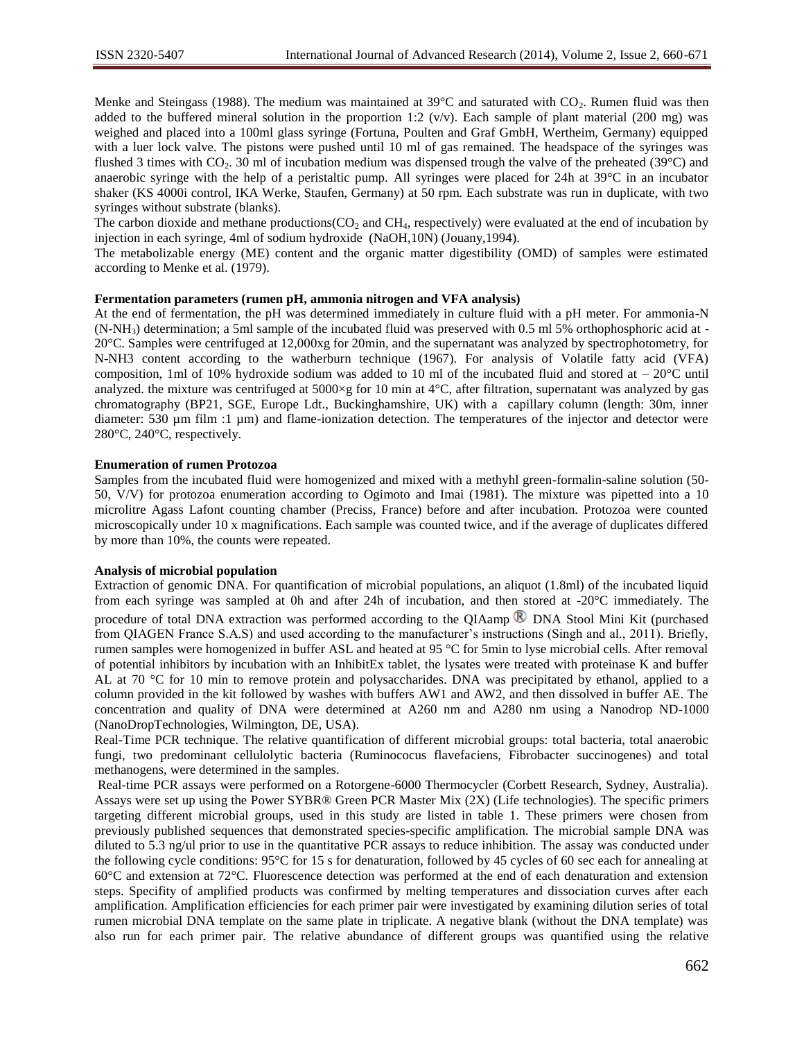Menke and Steingass (1988). The medium was maintained at 39°C and saturated with $CO_2$. Rumen fluid was then added to the buffered mineral solution in the proportion 1:2 (v/v). Each sample of plant material (200 mg) was weighed and placed into a 100ml glass syringe (Fortuna, Poulten and Graf GmbH, Wertheim, Germany) equipped with a luer lock valve. The pistons were pushed until 10 ml of gas remained. The headspace of the syringes was flushed 3 times with $CO_2$. 30 ml of incubation medium was dispensed trough the valve of the preheated (39°C) and anaerobic syringe with the help of a peristaltic pump. All syringes were placed for 24h at 39°C in an incubator shaker (KS 4000i control, IKA Werke, Staufen, Germany) at 50 rpm. Each substrate was run in duplicate, with two syringes without substrate (blanks).

The carbon dioxide and methane productions($CO_2$ and $CH_4$, respectively) were evaluated at the end of incubation by injection in each syringe, 4ml of sodium hydroxide (NaOH,10N) (Jouany,1994).

The metabolizable energy (ME) content and the organic matter digestibility (OMD) of samples were estimated according to Menke et al. (1979).

**Fermentation parameters (rumen pH, ammonia nitrogen and VFA analysis)**

At the end of fermentation, the pH was determined immediately in culture fluid with a pH meter. For ammonia-N ($N\text{-}NH_3$) determination; a 5ml sample of the incubated fluid was preserved with 0.5 ml 5% orthophosphoric acid at -20°C. Samples were centrifuged at 12,000xg for 20min, and the supernatant was analyzed by spectrophotometry, for N-NH3 content according to the watherburn technique (1967). For analysis of Volatile fatty acid (VFA) composition, 1ml of 10% hydroxide sodium was added to 10 ml of the incubated fluid and stored at – 20°C until analyzed. the mixture was centrifuged at 5000×g for 10 min at 4°C, after filtration, supernatant was analyzed by gas chromatography (BP21, SGE, Europe Ldt., Buckinghamshire, UK) with a capillary column (length: 30m, inner diameter: 530 µm film :1 µm) and flame-ionization detection. The temperatures of the injector and detector were 280°C, 240°C, respectively.

**Enumeration of rumen Protozoa**

Samples from the incubated fluid were homogenized and mixed with a methyhl green-formalin-saline solution (50-50, V/V) for protozoa enumeration according to Ogimoto and Imai (1981). The mixture was pipetted into a 10 microlitre Agass Lafont counting chamber (Preciss, France) before and after incubation. Protozoa were counted microscopically under 10 x magnifications. Each sample was counted twice, and if the average of duplicates differed by more than 10%, the counts were repeated.

**Analysis of microbial population**

Extraction of genomic DNA. For quantification of microbial populations, an aliquot (1.8ml) of the incubated liquid from each syringe was sampled at 0h and after 24h of incubation, and then stored at -20°C immediately. The procedure of total DNA extraction was performed according to the QIAamp ® DNA Stool Mini Kit (purchased from QIAGEN France S.A.S) and used according to the manufacturer's instructions (Singh and al., 2011). Briefly, rumen samples were homogenized in buffer ASL and heated at 95 °C for 5min to lyse microbial cells. After removal of potential inhibitors by incubation with an InhibitEx tablet, the lysates were treated with proteinase K and buffer AL at 70 °C for 10 min to remove protein and polysaccharides. DNA was precipitated by ethanol, applied to a column provided in the kit followed by washes with buffers AW1 and AW2, and then dissolved in buffer AE. The concentration and quality of DNA were determined at A260 nm and A280 nm using a Nanodrop ND-1000 (NanoDropTechnologies, Wilmington, DE, USA).

Real-Time PCR technique. The relative quantification of different microbial groups: total bacteria, total anaerobic fungi, two predominant cellulolytic bacteria (Ruminococus flavefaciens, Fibrobacter succinogenes) and total methanogens, were determined in the samples.

Real-time PCR assays were performed on a Rotorgene-6000 Thermocycler (Corbett Research, Sydney, Australia). Assays were set up using the Power SYBR® Green PCR Master Mix (2X) (Life technologies). The specific primers targeting different microbial groups, used in this study are listed in table 1. These primers were chosen from previously published sequences that demonstrated species-specific amplification. The microbial sample DNA was diluted to 5.3 ng/ul prior to use in the quantitative PCR assays to reduce inhibition. The assay was conducted under the following cycle conditions: 95°C for 15 s for denaturation, followed by 45 cycles of 60 sec each for annealing at 60°C and extension at 72°C. Fluorescence detection was performed at the end of each denaturation and extension steps. Specifity of amplified products was confirmed by melting temperatures and dissociation curves after each amplification. Amplification efficiencies for each primer pair were investigated by examining dilution series of total rumen microbial DNA template on the same plate in triplicate. A negative blank (without the DNA template) was also run for each primer pair. The relative abundance of different groups was quantified using the relative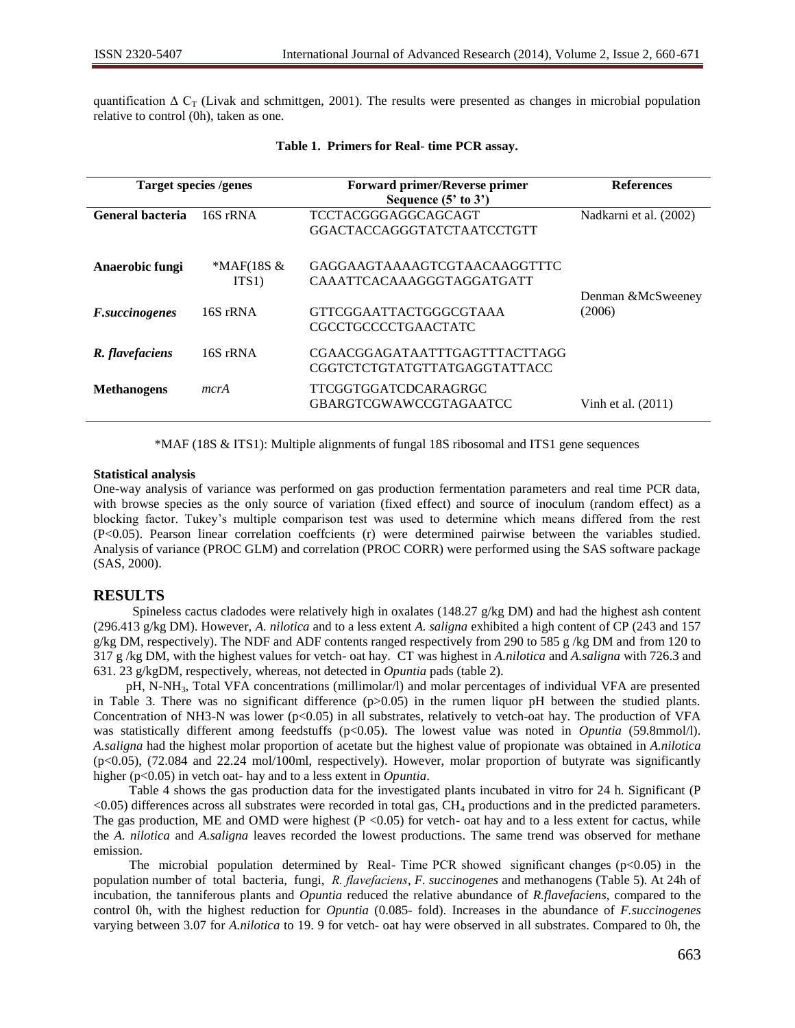quantification Δ $C_T$ (Livak and schmittgen, 2001). The results were presented as changes in microbial population relative to control (0h), taken as one.

**Table 1. Primers for Real- time PCR assay.**

| Target species /genes | | Forward primer/Reverse primer Sequence (5' to 3') | References |
|---|---|---|---|
| **General bacteria** | 16S rRNA | TCCTACGGGAGGCAGCAGT GGACTACCAGGGTATCTAATCCTGTT | Nadkarni et al. (2002) |
| **Anaerobic fungi** | *MAF(18S & ITS1) | GAGGAAGTAAAAGTCGTAACAAGGTTTC CAAATTCACAAAGGGTAGGATGATT | Denman &McSweeney (2006) |
| ***F.succinogenes*** | 16S rRNA | GTTCGGAATTACTGGGCGTAAA CGCCTGCCCCTGAACTATC | |
| ***R. flavefaciens*** | 16S rRNA | CGAACGGAGATAATTTGAGTTTACTTAGG CGGTCTCTGTATGTTATGAGGTATTACC | |
| **Methanogens** | *mcrA* | TTCGGTGGATCDCARAGRGC GBARGTCGWAWCCGTAGAATCC | Vinh et al. (2011) |

*MAF (18S & ITS1): Multiple alignments of fungal 18S ribosomal and ITS1 gene sequences

**Statistical analysis**

One-way analysis of variance was performed on gas production fermentation parameters and real time PCR data, with browse species as the only source of variation (fixed effect) and source of inoculum (random effect) as a blocking factor. Tukey's multiple comparison test was used to determine which means differed from the rest (P<0.05). Pearson linear correlation coeffcients (r) were determined pairwise between the variables studied. Analysis of variance (PROC GLM) and correlation (PROC CORR) were performed using the SAS software package (SAS, 2000).

## RESULTS

Spineless cactus cladodes were relatively high in oxalates (148.27 g/kg DM) and had the highest ash content (296.413 g/kg DM). However, *A. nilotica* and to a less extent *A. saligna* exhibited a high content of CP (243 and 157 g/kg DM, respectively). The NDF and ADF contents ranged respectively from 290 to 585 g /kg DM and from 120 to 317 g /kg DM, with the highest values for vetch- oat hay. CT was highest in *A.nilotica* and *A.saligna* with 726.3 and 631. 23 g/kgDM, respectively, whereas, not detected in *Opuntia* pads (table 2).

pH, N-$NH_3$, Total VFA concentrations (millimolar/l) and molar percentages of individual VFA are presented in Table 3. There was no significant difference (p>0.05) in the rumen liquor pH between the studied plants. Concentration of NH3-N was lower (p<0.05) in all substrates, relatively to vetch-oat hay. The production of VFA was statistically different among feedstuffs (p<0.05). The lowest value was noted in *Opuntia* (59.8mmol/l). *A.saligna* had the highest molar proportion of acetate but the highest value of propionate was obtained in *A.nilotica* (p<0.05), (72.084 and 22.24 mol/100ml, respectively). However, molar proportion of butyrate was significantly higher (p<0.05) in vetch oat- hay and to a less extent in *Opuntia*.

Table 4 shows the gas production data for the investigated plants incubated in vitro for 24 h. Significant (P <0.05) differences across all substrates were recorded in total gas, $CH_4$ productions and in the predicted parameters. The gas production, ME and OMD were highest (P <0.05) for vetch- oat hay and to a less extent for cactus, while the *A. nilotica* and *A.saligna* leaves recorded the lowest productions. The same trend was observed for methane emission.

The microbial population determined by Real- Time PCR showed significant changes (p<0.05) in the population number of total bacteria, fungi, *R. flavefaciens*, *F. succinogenes* and methanogens (Table 5). At 24h of incubation, the tanniferous plants and *Opuntia* reduced the relative abundance of *R.flavefaciens*, compared to the control 0h, with the highest reduction for *Opuntia* (0.085- fold). Increases in the abundance of *F.succinogenes* varying between 3.07 for *A.nilotica* to 19. 9 for vetch- oat hay were observed in all substrates. Compared to 0h, the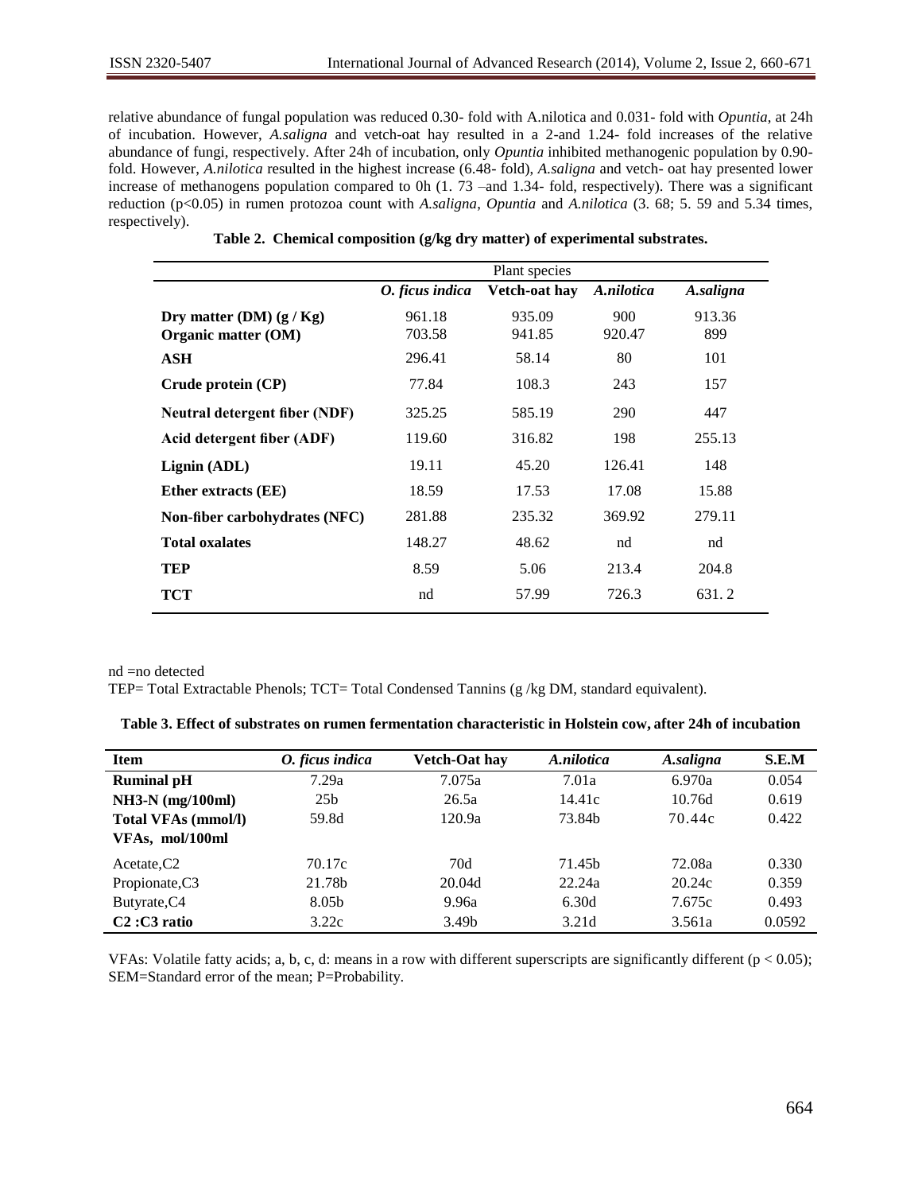relative abundance of fungal population was reduced 0.30- fold with A.nilotica and 0.031- fold with *Opuntia*, at 24h of incubation. However, *A.saligna* and vetch-oat hay resulted in a 2-and 1.24- fold increases of the relative abundance of fungi, respectively. After 24h of incubation, only *Opuntia* inhibited methanogenic population by 0.90-fold. However, *A.nilotica* resulted in the highest increase (6.48- fold), *A.saligna* and vetch- oat hay presented lower increase of methanogens population compared to 0h (1. 73 –and 1.34- fold, respectively). There was a significant reduction (p<0.05) in rumen protozoa count with *A.saligna*, *Opuntia* and *A.nilotica* (3. 68; 5. 59 and 5.34 times, respectively).

**Table 2. Chemical composition (g/kg dry matter) of experimental substrates.**

| | Plant species | | | |
|---|---|---|---|---|
| | *O. ficus indica* | **Vetch-oat hay** | *A.nilotica* | *A.saligna* |
| **Dry matter (DM) (g / Kg)** | 961.18 | 935.09 | 900 | 913.36 |
| **Organic matter (OM)** | 703.58 | 941.85 | 920.47 | 899 |
| **ASH** | 296.41 | 58.14 | 80 | 101 |
| **Crude protein (CP)** | 77.84 | 108.3 | 243 | 157 |
| **Neutral detergent fiber (NDF)** | 325.25 | 585.19 | 290 | 447 |
| **Acid detergent fiber (ADF)** | 119.60 | 316.82 | 198 | 255.13 |
| **Lignin (ADL)** | 19.11 | 45.20 | 126.41 | 148 |
| **Ether extracts (EE)** | 18.59 | 17.53 | 17.08 | 15.88 |
| **Non-fiber carbohydrates (NFC)** | 281.88 | 235.32 | 369.92 | 279.11 |
| **Total oxalates** | 148.27 | 48.62 | nd | nd |
| **TEP** | 8.59 | 5.06 | 213.4 | 204.8 |
| **TCT** | nd | 57.99 | 726.3 | 631. 2 |

nd =no detected

TEP= Total Extractable Phenols; TCT= Total Condensed Tannins (g /kg DM, standard equivalent).

**Table 3. Effect of substrates on rumen fermentation characteristic in Holstein cow, after 24h of incubation**

| Item | *O. ficus indica* | Vetch-Oat hay | *A.nilotica* | *A.saligna* | S.E.M |
|---|---|---|---|---|---|
| **Ruminal pH** | 7.29a | 7.075a | 7.01a | 6.970a | 0.054 |
| **$NH_3$-N (mg/100ml)** | 25b | 26.5a | 14.41c | 10.76d | 0.619 |
| **Total VFAs (mmol/l)** | 59.8d | 120.9a | 73.84b | 70.44c | 0.422 |
| **VFAs, mol/100ml** | | | | | |
| Acetate,C2 | 70.17c | 70d | 71.45b | 72.08a | 0.330 |
| Propionate,C3 | 21.78b | 20.04d | 22.24a | 20.24c | 0.359 |
| Butyrate,C4 | 8.05b | 9.96a | 6.30d | 7.675c | 0.493 |
| **C2 :C3 ratio** | 3.22c | 3.49b | 3.21d | 3.561a | 0.0592 |

VFAs: Volatile fatty acids; a, b, c, d: means in a row with different superscripts are significantly different ($p < 0.05$); SEM=Standard error of the mean; P=Probability.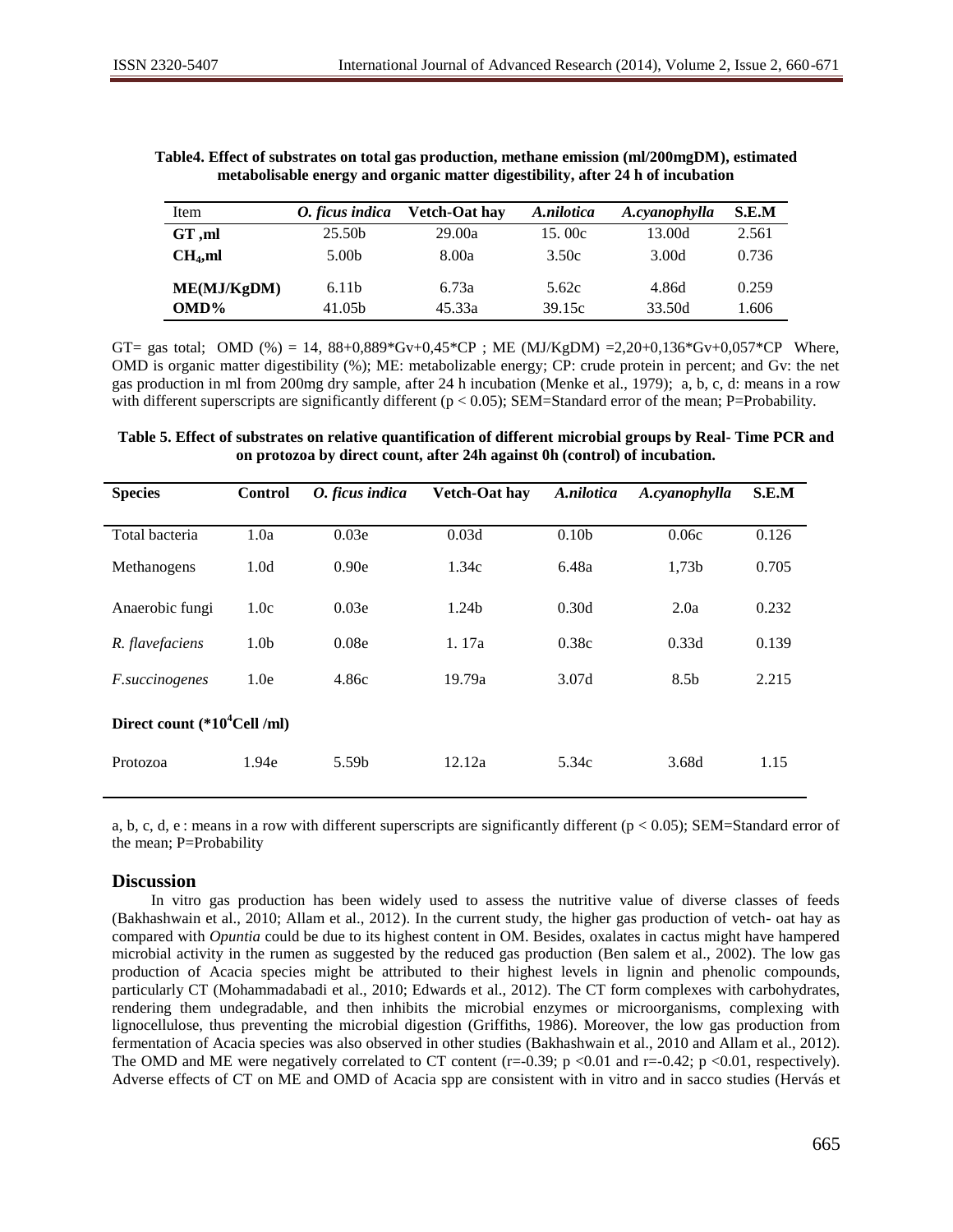**Table4. Effect of substrates on total gas production, methane emission (ml/200mgDM), estimated metabolisable energy and organic matter digestibility, after 24 h of incubation**

| Item | *O. ficus indica* | Vetch-Oat hay | *A.nilotica* | *A.cyanophylla* | S.E.M |
|---|---|---|---|---|---|
| **GT ,ml** | 25.50b | 29.00a | 15. 00c | 13.00d | 2.561 |
| **$CH_4$,ml** | 5.00b | 8.00a | 3.50c | 3.00d | 0.736 |
| **ME(MJ/KgDM)** | 6.11b | 6.73a | 5.62c | 4.86d | 0.259 |
| **OMD%** | 41.05b | 45.33a | 39.15c | 33.50d | 1.606 |

GT= gas total; OMD (%) = 14, 88+0,889*Gv+0,45*CP ; ME (MJ/KgDM) =2,20+0,136*Gv+0,057*CP Where, OMD is organic matter digestibility (%); ME: metabolizable energy; CP: crude protein in percent; and Gv: the net gas production in ml from 200mg dry sample, after 24 h incubation (Menke et al., 1979); a, b, c, d: means in a row with different superscripts are significantly different ($p < 0.05$); SEM=Standard error of the mean; P=Probability.

**Table 5. Effect of substrates on relative quantification of different microbial groups by Real- Time PCR and on protozoa by direct count, after 24h against 0h (control) of incubation.**

| Species | Control | *O. ficus indica* | Vetch-Oat hay | *A.nilotica* | *A.cyanophylla* | S.E.M |
|---|---|---|---|---|---|---|
| Total bacteria | 1.0a | 0.03e | 0.03d | 0.10b | 0.06c | 0.126 |
| Methanogens | 1.0d | 0.90e | 1.34c | 6.48a | 1,73b | 0.705 |
| Anaerobic fungi | 1.0c | 0.03e | 1.24b | 0.30d | 2.0a | 0.232 |
| *R. flavefaciens* | 1.0b | 0.08e | 1. 17a | 0.38c | 0.33d | 0.139 |
| *F.succinogenes* | 1.0e | 4.86c | 19.79a | 3.07d | 8.5b | 2.215 |
| **Direct count (*$10^4$Cell /ml)** | | | | | | |
| Protozoa | 1.94e | 5.59b | 12.12a | 5.34c | 3.68d | 1.15 |

a, b, c, d, e : means in a row with different superscripts are significantly different ($p < 0.05$); SEM=Standard error of the mean; P=Probability

## Discussion

In vitro gas production has been widely used to assess the nutritive value of diverse classes of feeds (Bakhashwain et al., 2010; Allam et al., 2012). In the current study, the higher gas production of vetch- oat hay as compared with *Opuntia* could be due to its highest content in OM. Besides, oxalates in cactus might have hampered microbial activity in the rumen as suggested by the reduced gas production (Ben salem et al., 2002). The low gas production of Acacia species might be attributed to their highest levels in lignin and phenolic compounds, particularly CT (Mohammadabadi et al., 2010; Edwards et al., 2012). The CT form complexes with carbohydrates, rendering them undegradable, and then inhibits the microbial enzymes or microorganisms, complexing with lignocellulose, thus preventing the microbial digestion (Griffiths, 1986). Moreover, the low gas production from fermentation of Acacia species was also observed in other studies (Bakhashwain et al., 2010 and Allam et al., 2012). The OMD and ME were negatively correlated to CT content ($r=-0.39$; $p < 0.01$ and $r=-0.42$; $p < 0.01$, respectively). Adverse effects of CT on ME and OMD of Acacia spp are consistent with in vitro and in sacco studies (Hervás et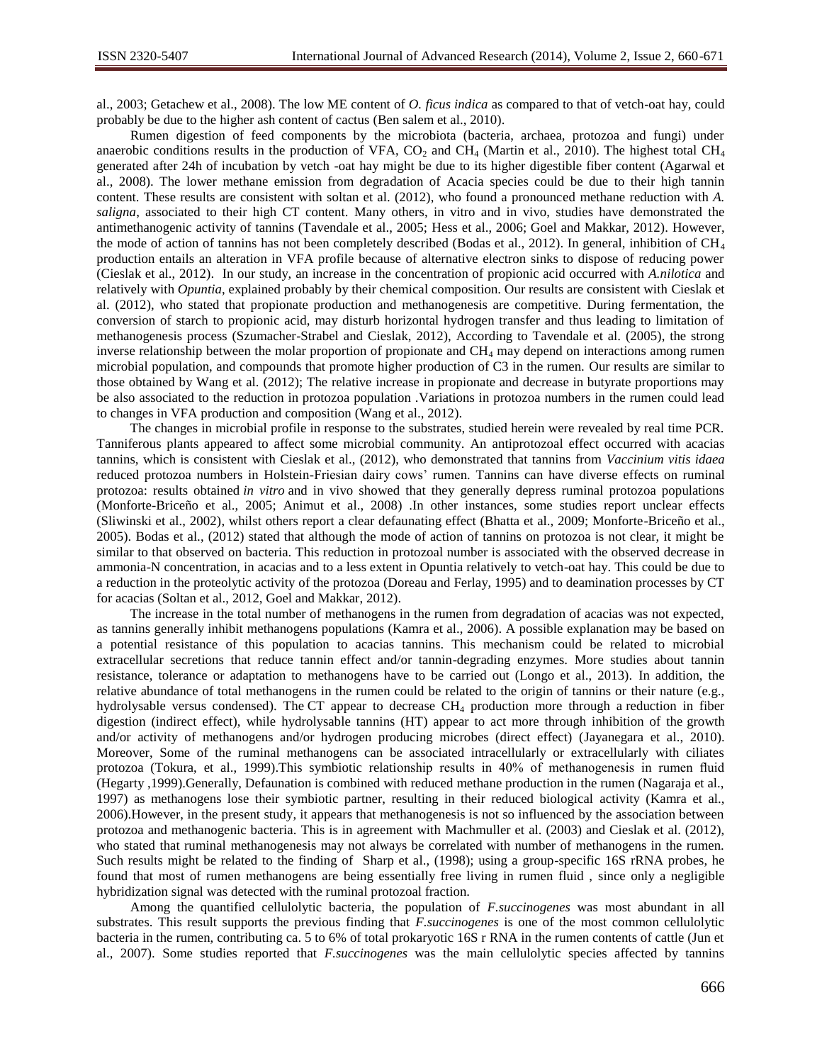al., 2003; Getachew et al., 2008). The low ME content of *O. ficus indica* as compared to that of vetch-oat hay, could probably be due to the higher ash content of cactus (Ben salem et al., 2010).

Rumen digestion of feed components by the microbiota (bacteria, archaea, protozoa and fungi) under anaerobic conditions results in the production of VFA, $CO_2$ and $CH_4$ (Martin et al., 2010). The highest total $CH_4$ generated after 24h of incubation by vetch -oat hay might be due to its higher digestible fiber content (Agarwal et al., 2008). The lower methane emission from degradation of Acacia species could be due to their high tannin content. These results are consistent with soltan et al. (2012), who found a pronounced methane reduction with *A. saligna*, associated to their high CT content. Many others, in vitro and in vivo, studies have demonstrated the antimethanogenic activity of tannins (Tavendale et al., 2005; Hess et al., 2006; Goel and Makkar, 2012). However, the mode of action of tannins has not been completely described (Bodas et al., 2012). In general, inhibition of $CH_4$ production entails an alteration in VFA profile because of alternative electron sinks to dispose of reducing power (Cieslak et al., 2012). In our study, an increase in the concentration of propionic acid occurred with *A.nilotica* and relatively with *Opuntia*, explained probably by their chemical composition. Our results are consistent with Cieslak et al. (2012), who stated that propionate production and methanogenesis are competitive. During fermentation, the conversion of starch to propionic acid, may disturb horizontal hydrogen transfer and thus leading to limitation of methanogenesis process (Szumacher-Strabel and Cieslak, 2012), According to Tavendale et al. (2005), the strong inverse relationship between the molar proportion of propionate and $CH_4$ may depend on interactions among rumen microbial population, and compounds that promote higher production of C3 in the rumen. Our results are similar to those obtained by Wang et al. (2012); The relative increase in propionate and decrease in butyrate proportions may be also associated to the reduction in protozoa population .Variations in protozoa numbers in the rumen could lead to changes in VFA production and composition (Wang et al., 2012).

The changes in microbial profile in response to the substrates, studied herein were revealed by real time PCR. Tanniferous plants appeared to affect some microbial community. An antiprotozoal effect occurred with acacias tannins, which is consistent with Cieslak et al., (2012), who demonstrated that tannins from *Vaccinium vitis idaea* reduced protozoa numbers in Holstein-Friesian dairy cows' rumen. Tannins can have diverse effects on ruminal protozoa: results obtained *in vitro* and in vivo showed that they generally depress ruminal protozoa populations (Monforte-Briceño et al., 2005; Animut et al., 2008) .In other instances, some studies report unclear effects (Sliwinski et al., 2002), whilst others report a clear defaunating effect (Bhatta et al., 2009; Monforte-Briceño et al., 2005). Bodas et al., (2012) stated that although the mode of action of tannins on protozoa is not clear, it might be similar to that observed on bacteria. This reduction in protozoal number is associated with the observed decrease in ammonia-N concentration, in acacias and to a less extent in Opuntia relatively to vetch-oat hay. This could be due to a reduction in the proteolytic activity of the protozoa (Doreau and Ferlay, 1995) and to deamination processes by CT for acacias (Soltan et al., 2012, Goel and Makkar, 2012).

The increase in the total number of methanogens in the rumen from degradation of acacias was not expected, as tannins generally inhibit methanogens populations (Kamra et al., 2006). A possible explanation may be based on a potential resistance of this population to acacias tannins. This mechanism could be related to microbial extracellular secretions that reduce tannin effect and/or tannin-degrading enzymes. More studies about tannin resistance, tolerance or adaptation to methanogens have to be carried out (Longo et al., 2013). In addition, the relative abundance of total methanogens in the rumen could be related to the origin of tannins or their nature (e.g., hydrolysable versus condensed). The CT appear to decrease $CH_4$ production more through a reduction in fiber digestion (indirect effect), while hydrolysable tannins (HT) appear to act more through inhibition of the growth and/or activity of methanogens and/or hydrogen producing microbes (direct effect) (Jayanegara et al., 2010). Moreover, Some of the ruminal methanogens can be associated intracellularly or extracellularly with ciliates protozoa (Tokura, et al., 1999).This symbiotic relationship results in 40% of methanogenesis in rumen fluid (Hegarty ,1999).Generally, Defaunation is combined with reduced methane production in the rumen (Nagaraja et al., 1997) as methanogens lose their symbiotic partner, resulting in their reduced biological activity (Kamra et al., 2006).However, in the present study, it appears that methanogenesis is not so influenced by the association between protozoa and methanogenic bacteria. This is in agreement with Machmuller et al. (2003) and Cieslak et al. (2012), who stated that ruminal methanogenesis may not always be correlated with number of methanogens in the rumen. Such results might be related to the finding of Sharp et al., (1998); using a group-specific 16S rRNA probes, he found that most of rumen methanogens are being essentially free living in rumen fluid , since only a negligible hybridization signal was detected with the ruminal protozoal fraction.

Among the quantified cellulolytic bacteria, the population of *F.succinogenes* was most abundant in all substrates. This result supports the previous finding that *F.succinogenes* is one of the most common cellulolytic bacteria in the rumen, contributing ca. 5 to 6% of total prokaryotic 16S r RNA in the rumen contents of cattle (Jun et al., 2007). Some studies reported that *F.succinogenes* was the main cellulolytic species affected by tannins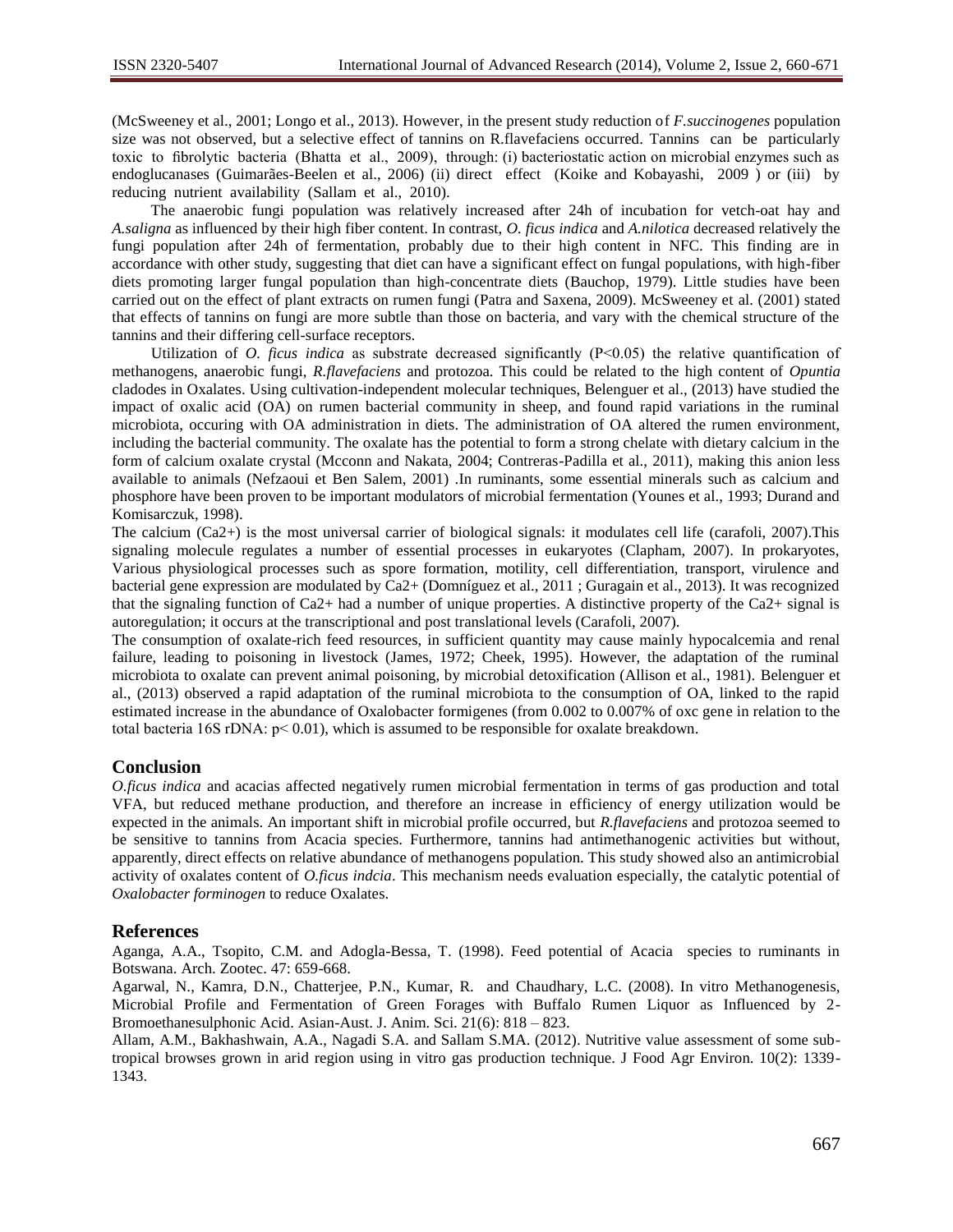(McSweeney et al., 2001; Longo et al., 2013). However, in the present study reduction of *F.succinogenes* population size was not observed, but a selective effect of tannins on R.flavefaciens occurred. Tannins can be particularly toxic to fibrolytic bacteria (Bhatta et al., 2009), through: (i) bacteriostatic action on microbial enzymes such as endoglucanases (Guimarães-Beelen et al., 2006) (ii) direct effect (Koike and Kobayashi, 2009 ) or (iii) by reducing nutrient availability (Sallam et al., 2010).

The anaerobic fungi population was relatively increased after 24h of incubation for vetch-oat hay and *A.saligna* as influenced by their high fiber content. In contrast, *O. ficus indica* and *A.nilotica* decreased relatively the fungi population after 24h of fermentation, probably due to their high content in NFC. This finding are in accordance with other study, suggesting that diet can have a significant effect on fungal populations, with high-fiber diets promoting larger fungal population than high-concentrate diets (Bauchop, 1979). Little studies have been carried out on the effect of plant extracts on rumen fungi (Patra and Saxena, 2009). McSweeney et al. (2001) stated that effects of tannins on fungi are more subtle than those on bacteria, and vary with the chemical structure of the tannins and their differing cell-surface receptors.

Utilization of *O. ficus indica* as substrate decreased significantly ($P<0.05$) the relative quantification of methanogens, anaerobic fungi, *R.flavefaciens* and protozoa. This could be related to the high content of *Opuntia* cladodes in Oxalates. Using cultivation-independent molecular techniques, Belenguer et al., (2013) have studied the impact of oxalic acid (OA) on rumen bacterial community in sheep, and found rapid variations in the ruminal microbiota, occuring with OA administration in diets. The administration of OA altered the rumen environment, including the bacterial community. The oxalate has the potential to form a strong chelate with dietary calcium in the form of calcium oxalate crystal (Mcconn and Nakata, 2004; Contreras-Padilla et al., 2011), making this anion less available to animals (Nefzaoui et Ben Salem, 2001) .In ruminants, some essential minerals such as calcium and phosphore have been proven to be important modulators of microbial fermentation (Younes et al., 1993; Durand and Komisarczuk, 1998).

The calcium ($Ca2+$) is the most universal carrier of biological signals: it modulates cell life (carafoli, 2007).This signaling molecule regulates a number of essential processes in eukaryotes (Clapham, 2007). In prokaryotes, Various physiological processes such as spore formation, motility, cell differentiation, transport, virulence and bacterial gene expression are modulated by $Ca2+$ (Domnínguez et al., 2011 ; Guragain et al., 2013). It was recognized that the signaling function of $Ca2+$ had a number of unique properties. A distinctive property of the $Ca2+$ signal is autoregulation; it occurs at the transcriptional and post translational levels (Carafoli, 2007).

The consumption of oxalate-rich feed resources, in sufficient quantity may cause mainly hypocalcemia and renal failure, leading to poisoning in livestock (James, 1972; Cheek, 1995). However, the adaptation of the ruminal microbiota to oxalate can prevent animal poisoning, by microbial detoxification (Allison et al., 1981). Belenguer et al., (2013) observed a rapid adaptation of the ruminal microbiota to the consumption of OA, linked to the rapid estimated increase in the abundance of Oxalobacter formigenes (from 0.002 to 0.007% of oxc gene in relation to the total bacteria 16S rDNA: $p< 0.01$), which is assumed to be responsible for oxalate breakdown.

## Conclusion

*O.ficus indica* and acacias affected negatively rumen microbial fermentation in terms of gas production and total VFA, but reduced methane production, and therefore an increase in efficiency of energy utilization would be expected in the animals. An important shift in microbial profile occurred, but *R.flavefaciens* and protozoa seemed to be sensitive to tannins from Acacia species. Furthermore, tannins had antimethanogenic activities but without, apparently, direct effects on relative abundance of methanogens population. This study showed also an antimicrobial activity of oxalates content of *O.ficus indcia*. This mechanism needs evaluation especially, the catalytic potential of *Oxalobacter forminogen* to reduce Oxalates.

## References

Aganga, A.A., Tsopito, C.M. and Adogla-Bessa, T. (1998). Feed potential of Acacia species to ruminants in Botswana. Arch. Zootec. 47: 659-668.

Agarwal, N., Kamra, D.N., Chatterjee, P.N., Kumar, R. and Chaudhary, L.C. (2008). In vitro Methanogenesis, Microbial Profile and Fermentation of Green Forages with Buffalo Rumen Liquor as Influenced by 2-Bromoethanesulphonic Acid. Asian-Aust. J. Anim. Sci. 21(6): 818 – 823.

Allam, A.M., Bakhashwain, A.A., Nagadi S.A. and Sallam S.MA. (2012). Nutritive value assessment of some sub-tropical browses grown in arid region using in vitro gas production technique. J Food Agr Environ. 10(2): 1339-1343.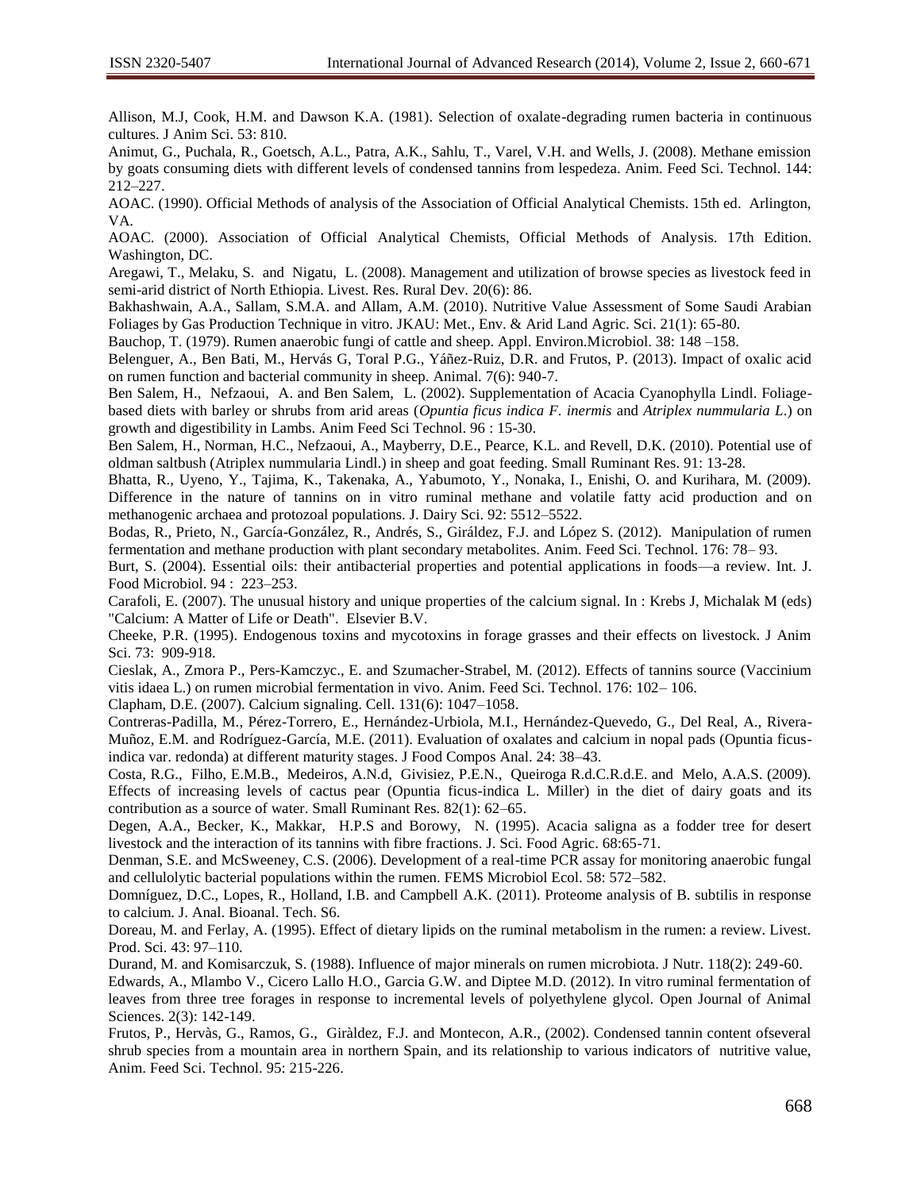Allison, M.J, Cook, H.M. and Dawson K.A. (1981). Selection of oxalate-degrading rumen bacteria in continuous cultures. J Anim Sci. 53: 810.

Animut, G., Puchala, R., Goetsch, A.L., Patra, A.K., Sahlu, T., Varel, V.H. and Wells, J. (2008). Methane emission by goats consuming diets with different levels of condensed tannins from lespedeza. Anim. Feed Sci. Technol. 144: 212–227.

AOAC. (1990). Official Methods of analysis of the Association of Official Analytical Chemists. 15th ed. Arlington, VA.

AOAC. (2000). Association of Official Analytical Chemists, Official Methods of Analysis. 17th Edition. Washington, DC.

Aregawi, T., Melaku, S. and Nigatu, L. (2008). Management and utilization of browse species as livestock feed in semi-arid district of North Ethiopia. Livest. Res. Rural Dev. 20(6): 86.

Bakhashwain, A.A., Sallam, S.M.A. and Allam, A.M. (2010). Nutritive Value Assessment of Some Saudi Arabian Foliages by Gas Production Technique in vitro. JKAU: Met., Env. & Arid Land Agric. Sci. 21(1): 65-80.

Bauchop, T. (1979). Rumen anaerobic fungi of cattle and sheep. Appl. Environ.Microbiol. 38: 148 –158.

Belenguer, A., Ben Bati, M., Hervás G, Toral P.G., Yáñez-Ruiz, D.R. and Frutos, P. (2013). Impact of oxalic acid on rumen function and bacterial community in sheep. Animal. 7(6): 940-7.

Ben Salem, H., Nefzaoui, A. and Ben Salem, L. (2002). Supplementation of Acacia Cyanophylla Lindl. Foliage-based diets with barley or shrubs from arid areas (*Opuntia ficus indica F. inermis* and *Atriplex nummularia L*.) on growth and digestibility in Lambs. Anim Feed Sci Technol. 96 : 15-30.

Ben Salem, H., Norman, H.C., Nefzaoui, A., Mayberry, D.E., Pearce, K.L. and Revell, D.K. (2010). Potential use of oldman saltbush (Atriplex nummularia Lindl.) in sheep and goat feeding. Small Ruminant Res. 91: 13-28.

Bhatta, R., Uyeno, Y., Tajima, K., Takenaka, A., Yabumoto, Y., Nonaka, I., Enishi, O. and Kurihara, M. (2009). Difference in the nature of tannins on in vitro ruminal methane and volatile fatty acid production and on methanogenic archaea and protozoal populations. J. Dairy Sci. 92: 5512–5522.

Bodas, R., Prieto, N., García-González, R., Andrés, S., Giráldez, F.J. and López S. (2012). Manipulation of rumen fermentation and methane production with plant secondary metabolites. Anim. Feed Sci. Technol. 176: 78– 93.

Burt, S. (2004). Essential oils: their antibacterial properties and potential applications in foods—a review. Int. J. Food Microbiol. 94 : 223–253.

Carafoli, E. (2007). The unusual history and unique properties of the calcium signal. In : Krebs J, Michalak M (eds) "Calcium: A Matter of Life or Death". Elsevier B.V.

Cheeke, P.R. (1995). Endogenous toxins and mycotoxins in forage grasses and their effects on livestock. J Anim Sci. 73: 909-918.

Cieslak, A., Zmora P., Pers-Kamczyc., E. and Szumacher-Strabel, M. (2012). Effects of tannins source (Vaccinium vitis idaea L.) on rumen microbial fermentation in vivo. Anim. Feed Sci. Technol. 176: 102– 106.

Clapham, D.E. (2007). Calcium signaling. Cell. 131(6): 1047–1058.

Contreras-Padilla, M., Pérez-Torrero, E., Hernández-Urbiola, M.I., Hernández-Quevedo, G., Del Real, A., Rivera-Muñoz, E.M. and Rodríguez-García, M.E. (2011). Evaluation of oxalates and calcium in nopal pads (Opuntia ficus-indica var. redonda) at different maturity stages. J Food Compos Anal. 24: 38–43.

Costa, R.G., Filho, E.M.B., Medeiros, A.N.d, Givisiez, P.E.N., Queiroga R.d.C.R.d.E. and Melo, A.A.S. (2009). Effects of increasing levels of cactus pear (Opuntia ficus-indica L. Miller) in the diet of dairy goats and its contribution as a source of water. Small Ruminant Res. 82(1): 62–65.

Degen, A.A., Becker, K., Makkar, H.P.S and Borowy, N. (1995). Acacia saligna as a fodder tree for desert livestock and the interaction of its tannins with fibre fractions. J. Sci. Food Agric. 68:65-71.

Denman, S.E. and McSweeney, C.S. (2006). Development of a real-time PCR assay for monitoring anaerobic fungal and cellulolytic bacterial populations within the rumen. FEMS Microbiol Ecol. 58: 572–582.

Domníguez, D.C., Lopes, R., Holland, I.B. and Campbell A.K. (2011). Proteome analysis of B. subtilis in response to calcium. J. Anal. Bioanal. Tech. S6.

Doreau, M. and Ferlay, A. (1995). Effect of dietary lipids on the ruminal metabolism in the rumen: a review. Livest. Prod. Sci. 43: 97–110.

Durand, M. and Komisarczuk, S. (1988). Influence of major minerals on rumen microbiota. J Nutr. 118(2): 249-60.

Edwards, A., Mlambo V., Cicero Lallo H.O., Garcia G.W. and Diptee M.D. (2012). In vitro ruminal fermentation of leaves from three tree forages in response to incremental levels of polyethylene glycol. Open Journal of Animal Sciences. 2(3): 142-149.

Frutos, P., Hervàs, G., Ramos, G., Giràldez, F.J. and Montecon, A.R., (2002). Condensed tannin content ofseveral shrub species from a mountain area in northern Spain, and its relationship to various indicators of nutritive value, Anim. Feed Sci. Technol. 95: 215-226.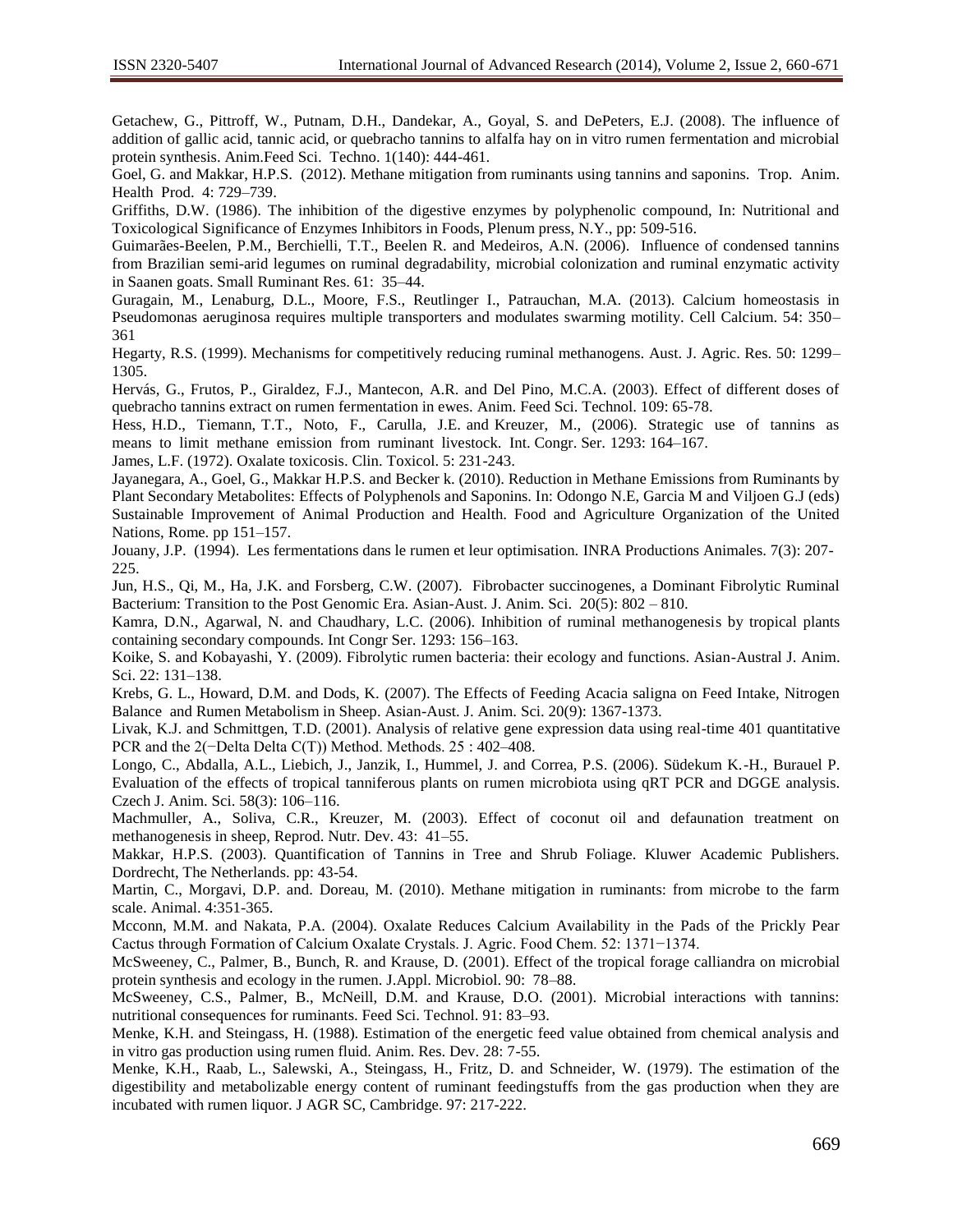Getachew, G., Pittroff, W., Putnam, D.H., Dandekar, A., Goyal, S. and DePeters, E.J. (2008). The influence of addition of gallic acid, tannic acid, or quebracho tannins to alfalfa hay on in vitro rumen fermentation and microbial protein synthesis. Anim.Feed Sci. Techno. 1(140): 444-461.

Goel, G. and Makkar, H.P.S. (2012). Methane mitigation from ruminants using tannins and saponins. Trop. Anim. Health Prod. 4: 729–739.

Griffiths, D.W. (1986). The inhibition of the digestive enzymes by polyphenolic compound, In: Nutritional and Toxicological Significance of Enzymes Inhibitors in Foods, Plenum press, N.Y., pp: 509-516.

Guimarães-Beelen, P.M., Berchielli, T.T., Beelen R. and Medeiros, A.N. (2006). Influence of condensed tannins from Brazilian semi-arid legumes on ruminal degradability, microbial colonization and ruminal enzymatic activity in Saanen goats. Small Ruminant Res. 61: 35–44.

Guragain, M., Lenaburg, D.L., Moore, F.S., Reutlinger I., Patrauchan, M.A. (2013). Calcium homeostasis in Pseudomonas aeruginosa requires multiple transporters and modulates swarming motility. Cell Calcium. 54: 350–361

Hegarty, R.S. (1999). Mechanisms for competitively reducing ruminal methanogens. Aust. J. Agric. Res. 50: 1299–1305.

Hervás, G., Frutos, P., Giraldez, F.J., Mantecon, A.R. and Del Pino, M.C.A. (2003). Effect of different doses of quebracho tannins extract on rumen fermentation in ewes. Anim. Feed Sci. Technol. 109: 65-78.

Hess, H.D., Tiemann, T.T., Noto, F., Carulla, J.E. and Kreuzer, M., (2006). Strategic use of tannins as means to limit methane emission from ruminant livestock. Int. Congr. Ser. 1293: 164–167.

James, L.F. (1972). Oxalate toxicosis. Clin. Toxicol. 5: 231-243.

Jayanegara, A., Goel, G., Makkar H.P.S. and Becker k. (2010). Reduction in Methane Emissions from Ruminants by Plant Secondary Metabolites: Effects of Polyphenols and Saponins. In: Odongo N.E, Garcia M and Viljoen G.J (eds) Sustainable Improvement of Animal Production and Health. Food and Agriculture Organization of the United Nations, Rome. pp 151–157.

Jouany, J.P. (1994). Les fermentations dans le rumen et leur optimisation. INRA Productions Animales. 7(3): 207-225.

Jun, H.S., Qi, M., Ha, J.K. and Forsberg, C.W. (2007). Fibrobacter succinogenes, a Dominant Fibrolytic Ruminal Bacterium: Transition to the Post Genomic Era. Asian-Aust. J. Anim. Sci. 20(5): 802 – 810.

Kamra, D.N., Agarwal, N. and Chaudhary, L.C. (2006). Inhibition of ruminal methanogenesis by tropical plants containing secondary compounds. Int Congr Ser. 1293: 156–163.

Koike, S. and Kobayashi, Y. (2009). Fibrolytic rumen bacteria: their ecology and functions. Asian-Austral J. Anim. Sci. 22: 131–138.

Krebs, G. L., Howard, D.M. and Dods, K. (2007). The Effects of Feeding Acacia saligna on Feed Intake, Nitrogen Balance and Rumen Metabolism in Sheep. Asian-Aust. J. Anim. Sci. 20(9): 1367-1373.

Livak, K.J. and Schmittgen, T.D. (2001). Analysis of relative gene expression data using real-time 401 quantitative PCR and the 2(−Delta Delta C(T)) Method. Methods. 25 : 402–408.

Longo, C., Abdalla, A.L., Liebich, J., Janzik, I., Hummel, J. and Correa, P.S. (2006). Südekum K.-H., Burauel P. Evaluation of the effects of tropical tanniferous plants on rumen microbiota using qRT PCR and DGGE analysis. Czech J. Anim. Sci. 58(3): 106–116.

Machmuller, A., Soliva, C.R., Kreuzer, M. (2003). Effect of coconut oil and defaunation treatment on methanogenesis in sheep, Reprod. Nutr. Dev. 43: 41–55.

Makkar, H.P.S. (2003). Quantification of Tannins in Tree and Shrub Foliage. Kluwer Academic Publishers. Dordrecht, The Netherlands. pp: 43-54.

Martin, C., Morgavi, D.P. and. Doreau, M. (2010). Methane mitigation in ruminants: from microbe to the farm scale. Animal. 4:351-365.

Mcconn, M.M. and Nakata, P.A. (2004). Oxalate Reduces Calcium Availability in the Pads of the Prickly Pear Cactus through Formation of Calcium Oxalate Crystals. J. Agric. Food Chem. 52: 1371−1374.

McSweeney, C., Palmer, B., Bunch, R. and Krause, D. (2001). Effect of the tropical forage calliandra on microbial protein synthesis and ecology in the rumen. J.Appl. Microbiol. 90: 78–88.

McSweeney, C.S., Palmer, B., McNeill, D.M. and Krause, D.O. (2001). Microbial interactions with tannins: nutritional consequences for ruminants. Feed Sci. Technol. 91: 83–93.

Menke, K.H. and Steingass, H. (1988). Estimation of the energetic feed value obtained from chemical analysis and in vitro gas production using rumen fluid. Anim. Res. Dev. 28: 7-55.

Menke, K.H., Raab, L., Salewski, A., Steingass, H., Fritz, D. and Schneider, W. (1979). The estimation of the digestibility and metabolizable energy content of ruminant feedingstuffs from the gas production when they are incubated with rumen liquor. J AGR SC, Cambridge. 97: 217-222.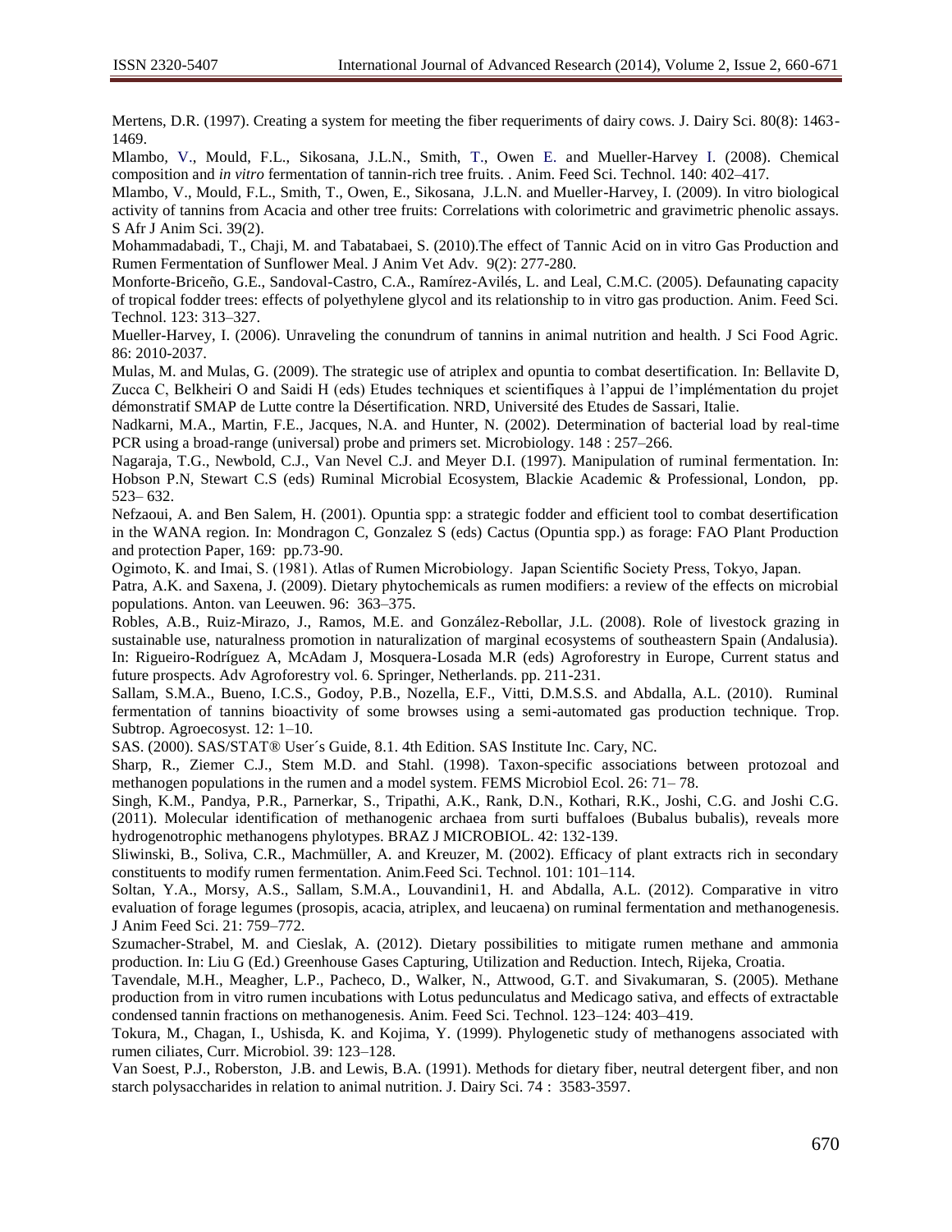Mertens, D.R. (1997). Creating a system for meeting the fiber requeriments of dairy cows. J. Dairy Sci. 80(8): 1463-1469.

Mlambo, V., Mould, F.L., Sikosana, J.L.N., Smith, T., Owen E. and Mueller-Harvey I. (2008). Chemical composition and *in vitro* fermentation of tannin-rich tree fruits. . Anim. Feed Sci. Technol. 140: 402–417.

Mlambo, V., Mould, F.L., Smith, T., Owen, E., Sikosana, J.L.N. and Mueller-Harvey, I. (2009). In vitro biological activity of tannins from Acacia and other tree fruits: Correlations with colorimetric and gravimetric phenolic assays. S Afr J Anim Sci. 39(2).

Mohammadabadi, T., Chaji, M. and Tabatabaei, S. (2010).The effect of Tannic Acid on in vitro Gas Production and Rumen Fermentation of Sunflower Meal. J Anim Vet Adv. 9(2): 277-280.

Monforte-Briceño, G.E., Sandoval-Castro, C.A., Ramírez-Avilés, L. and Leal, C.M.C. (2005). Defaunating capacity of tropical fodder trees: effects of polyethylene glycol and its relationship to in vitro gas production. Anim. Feed Sci. Technol. 123: 313–327.

Mueller-Harvey, I. (2006). Unraveling the conundrum of tannins in animal nutrition and health. J Sci Food Agric. 86: 2010-2037.

Mulas, M. and Mulas, G. (2009). The strategic use of atriplex and opuntia to combat desertification. In: Bellavite D, Zucca C, Belkheiri O and Saidi H (eds) Etudes techniques et scientifiques à l'appui de l'implémentation du projet démonstratif SMAP de Lutte contre la Désertification. NRD, Université des Etudes de Sassari, Italie.

Nadkarni, M.A., Martin, F.E., Jacques, N.A. and Hunter, N. (2002). Determination of bacterial load by real-time PCR using a broad-range (universal) probe and primers set. Microbiology. 148 : 257–266.

Nagaraja, T.G., Newbold, C.J., Van Nevel C.J. and Meyer D.I. (1997). Manipulation of ruminal fermentation. In: Hobson P.N, Stewart C.S (eds) Ruminal Microbial Ecosystem, Blackie Academic & Professional, London, pp. 523– 632.

Nefzaoui, A. and Ben Salem, H. (2001). Opuntia spp: a strategic fodder and efficient tool to combat desertification in the WANA region. In: Mondragon C, Gonzalez S (eds) Cactus (Opuntia spp.) as forage: FAO Plant Production and protection Paper, 169: pp.73-90.

Ogimoto, K. and Imai, S. (1981). Atlas of Rumen Microbiology. Japan Scientific Society Press, Tokyo, Japan.

Patra, A.K. and Saxena, J. (2009). Dietary phytochemicals as rumen modifiers: a review of the effects on microbial populations. Anton. van Leeuwen. 96: 363–375.

Robles, A.B., Ruiz-Mirazo, J., Ramos, M.E. and González-Rebollar, J.L. (2008). Role of livestock grazing in sustainable use, naturalness promotion in naturalization of marginal ecosystems of southeastern Spain (Andalusia). In: Rigueiro-Rodríguez A, McAdam J, Mosquera-Losada M.R (eds) Agroforestry in Europe, Current status and future prospects. Adv Agroforestry vol. 6. Springer, Netherlands. pp. 211-231.

Sallam, S.M.A., Bueno, I.C.S., Godoy, P.B., Nozella, E.F., Vitti, D.M.S.S. and Abdalla, A.L. (2010). Ruminal fermentation of tannins bioactivity of some browses using a semi-automated gas production technique. Trop. Subtrop. Agroecosyst. 12: 1–10.

SAS. (2000). SAS/STAT® User´s Guide, 8.1. 4th Edition. SAS Institute Inc. Cary, NC.

Sharp, R., Ziemer C.J., Stem M.D. and Stahl. (1998). Taxon-specific associations between protozoal and methanogen populations in the rumen and a model system. FEMS Microbiol Ecol. 26: 71– 78.

Singh, K.M., Pandya, P.R., Parnerkar, S., Tripathi, A.K., Rank, D.N., Kothari, R.K., Joshi, C.G. and Joshi C.G. (2011). Molecular identification of methanogenic archaea from surti buffaloes (Bubalus bubalis), reveals more hydrogenotrophic methanogens phylotypes. BRAZ J MICROBIOL. 42: 132-139.

Sliwinski, B., Soliva, C.R., Machmüller, A. and Kreuzer, M. (2002). Efficacy of plant extracts rich in secondary constituents to modify rumen fermentation. Anim.Feed Sci. Technol. 101: 101–114.

Soltan, Y.A., Morsy, A.S., Sallam, S.M.A., Louvandini1, H. and Abdalla, A.L. (2012). Comparative in vitro evaluation of forage legumes (prosopis, acacia, atriplex, and leucaena) on ruminal fermentation and methanogenesis. J Anim Feed Sci. 21: 759–772.

Szumacher-Strabel, M. and Cieslak, A. (2012). Dietary possibilities to mitigate rumen methane and ammonia production. In: Liu G (Ed.) Greenhouse Gases Capturing, Utilization and Reduction. Intech, Rijeka, Croatia.

Tavendale, M.H., Meagher, L.P., Pacheco, D., Walker, N., Attwood, G.T. and Sivakumaran, S. (2005). Methane production from in vitro rumen incubations with Lotus pedunculatus and Medicago sativa, and effects of extractable condensed tannin fractions on methanogenesis. Anim. Feed Sci. Technol. 123–124: 403–419.

Tokura, M., Chagan, I., Ushisda, K. and Kojima, Y. (1999). Phylogenetic study of methanogens associated with rumen ciliates, Curr. Microbiol. 39: 123–128.

Van Soest, P.J., Roberston, J.B. and Lewis, B.A. (1991). Methods for dietary fiber, neutral detergent fiber, and non starch polysaccharides in relation to animal nutrition. J. Dairy Sci. 74 : 3583-3597.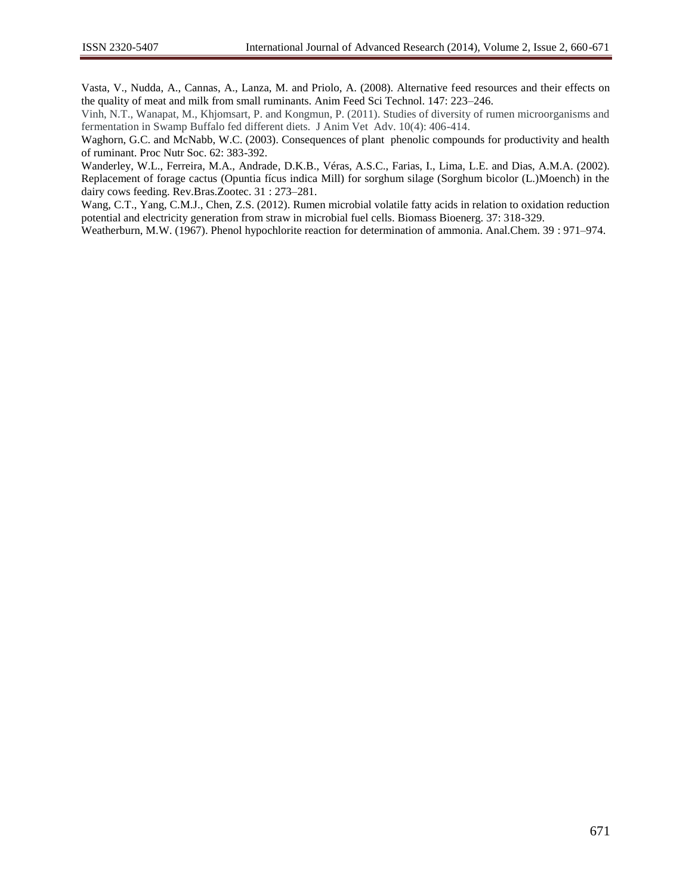Vasta, V., Nudda, A., Cannas, A., Lanza, M. and Priolo, A. (2008). Alternative feed resources and their effects on the quality of meat and milk from small ruminants. Anim Feed Sci Technol. 147: 223–246.

Vinh, N.T., Wanapat, M., Khjomsart, P. and Kongmun, P. (2011). Studies of diversity of rumen microorganisms and fermentation in Swamp Buffalo fed different diets. J Anim Vet Adv. 10(4): 406-414.

Waghorn, G.C. and McNabb, W.C. (2003). Consequences of plant phenolic compounds for productivity and health of ruminant. Proc Nutr Soc. 62: 383-392.

Wanderley, W.L., Ferreira, M.A., Andrade, D.K.B., Véras, A.S.C., Farias, I., Lima, L.E. and Dias, A.M.A. (2002). Replacement of forage cactus (Opuntia fícus indica Mill) for sorghum silage (Sorghum bicolor (L.)Moench) in the dairy cows feeding. Rev.Bras.Zootec. 31 : 273–281.

Wang, C.T., Yang, C.M.J., Chen, Z.S. (2012). Rumen microbial volatile fatty acids in relation to oxidation reduction potential and electricity generation from straw in microbial fuel cells. Biomass Bioenerg. 37: 318-329.

Weatherburn, M.W. (1967). Phenol hypochlorite reaction for determination of ammonia. Anal.Chem. 39 : 971–974.